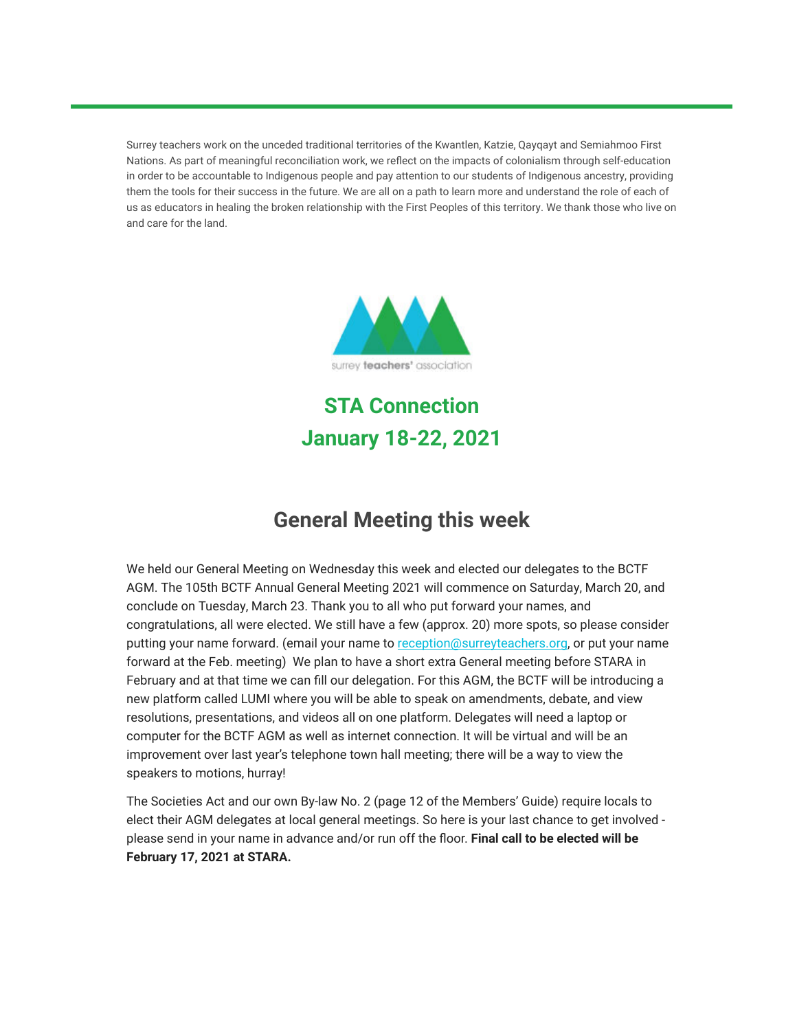Surrey teachers work on the unceded traditional territories of the Kwantlen, Katzie, Qayqayt and Semiahmoo First Nations. As part of meaningful reconciliation work, we reflect on the impacts of colonialism through self-education in order to be accountable to Indigenous people and pay attention to our students of Indigenous ancestry, providing them the tools for their success in the future. We are all on a path to learn more and understand the role of each of us as educators in healing the broken relationship with the First Peoples of this territory. We thank those who live on and care for the land.

surrey **teachers'** association

# STA Connection
# January 18-22, 2021

## General Meeting this week

We held our General Meeting on Wednesday this week and elected our delegates to the BCTF AGM. The 105th BCTF Annual General Meeting 2021 will commence on Saturday, March 20, and conclude on Tuesday, March 23. Thank you to all who put forward your names, and congratulations, all were elected. We still have a few (approx. 20) more spots, so please consider putting your name forward. (email your name to reception@surreyteachers.org, or put your name forward at the Feb. meeting) We plan to have a short extra General meeting before STARA in February and at that time we can fill our delegation. For this AGM, the BCTF will be introducing a new platform called LUMI where you will be able to speak on amendments, debate, and view resolutions, presentations, and videos all on one platform. Delegates will need a laptop or computer for the BCTF AGM as well as internet connection. It will be virtual and will be an improvement over last year's telephone town hall meeting; there will be a way to view the speakers to motions, hurray!

The Societies Act and our own By-law No. 2 (page 12 of the Members' Guide) require locals to elect their AGM delegates at local general meetings. So here is your last chance to get involved - please send in your name in advance and/or run off the floor. **Final call to be elected will be February 17, 2021 at STARA.**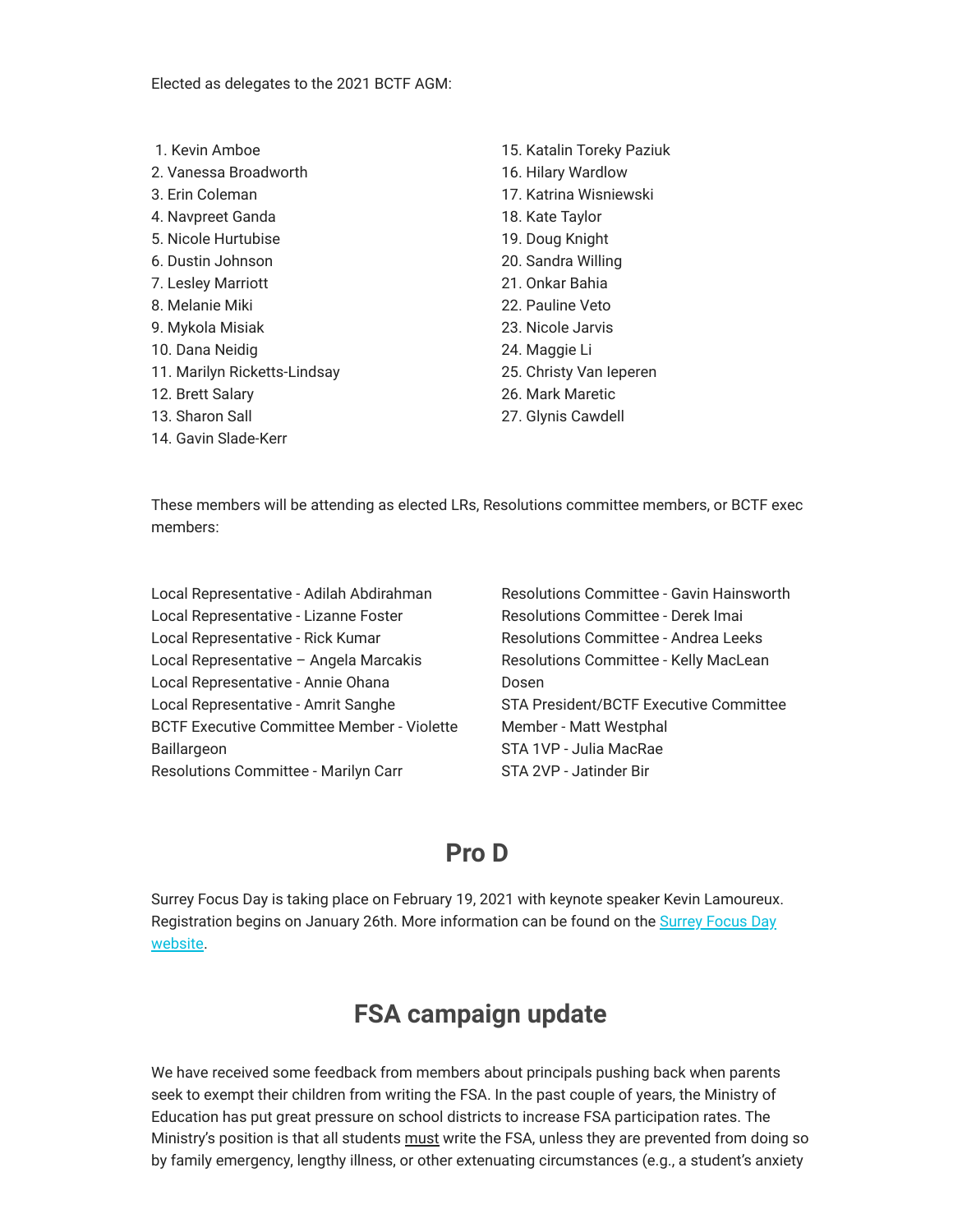Elected as delegates to the 2021 BCTF AGM:

1. Kevin Amboe
2. Vanessa Broadworth
3. Erin Coleman
4. Navpreet Ganda
5. Nicole Hurtubise
6. Dustin Johnson
7. Lesley Marriott
8. Melanie Miki
9. Mykola Misiak
10. Dana Neidig
11. Marilyn Ricketts-Lindsay
12. Brett Salary
13. Sharon Sall
14. Gavin Slade-Kerr
15. Katalin Toreky Paziuk
16. Hilary Wardlow
17. Katrina Wisniewski
18. Kate Taylor
19. Doug Knight
20. Sandra Willing
21. Onkar Bahia
22. Pauline Veto
23. Nicole Jarvis
24. Maggie Li
25. Christy Van Ieperen
26. Mark Maretic
27. Glynis Cawdell

These members will be attending as elected LRs, Resolutions committee members, or BCTF exec members:

Local Representative - Adilah Abdirahman
Local Representative - Lizanne Foster
Local Representative - Rick Kumar
Local Representative – Angela Marcakis
Local Representative - Annie Ohana
Local Representative - Amrit Sanghe
BCTF Executive Committee Member - Violette Baillargeon
Resolutions Committee - Marilyn Carr
Resolutions Committee - Gavin Hainsworth
Resolutions Committee - Derek Imai
Resolutions Committee - Andrea Leeks
Resolutions Committee - Kelly MacLean Dosen
STA President/BCTF Executive Committee Member - Matt Westphal
STA 1VP - Julia MacRae
STA 2VP - Jatinder Bir

## Pro D

Surrey Focus Day is taking place on February 19, 2021 with keynote speaker Kevin Lamoureux. Registration begins on January 26th. More information can be found on the Surrey Focus Day website.

## FSA campaign update

We have received some feedback from members about principals pushing back when parents seek to exempt their children from writing the FSA. In the past couple of years, the Ministry of Education has put great pressure on school districts to increase FSA participation rates. The Ministry's position is that all students must write the FSA, unless they are prevented from doing so by family emergency, lengthy illness, or other extenuating circumstances (e.g., a student's anxiety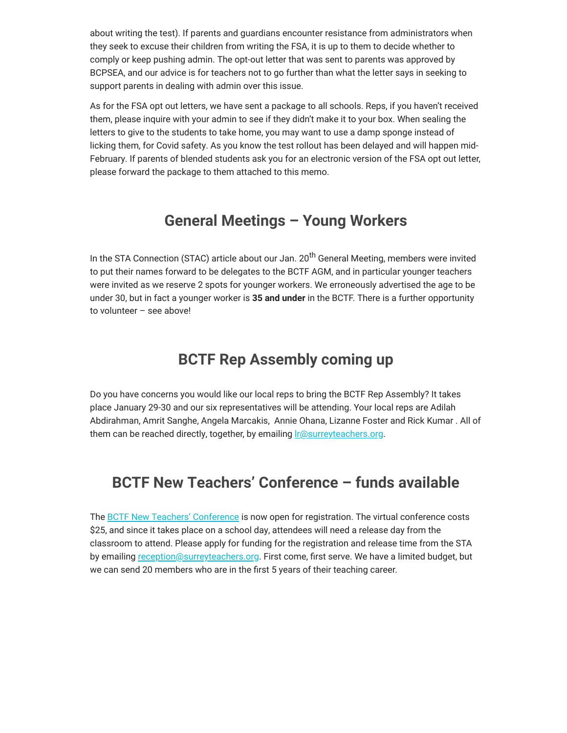about writing the test). If parents and guardians encounter resistance from administrators when they seek to excuse their children from writing the FSA, it is up to them to decide whether to comply or keep pushing admin. The opt-out letter that was sent to parents was approved by BCPSEA, and our advice is for teachers not to go further than what the letter says in seeking to support parents in dealing with admin over this issue.

As for the FSA opt out letters, we have sent a package to all schools. Reps, if you haven't received them, please inquire with your admin to see if they didn't make it to your box. When sealing the letters to give to the students to take home, you may want to use a damp sponge instead of licking them, for Covid safety. As you know the test rollout has been delayed and will happen mid-February. If parents of blended students ask you for an electronic version of the FSA opt out letter, please forward the package to them attached to this memo.

## General Meetings – Young Workers

In the STA Connection (STAC) article about our Jan. 20th General Meeting, members were invited to put their names forward to be delegates to the BCTF AGM, and in particular younger teachers were invited as we reserve 2 spots for younger workers. We erroneously advertised the age to be under 30, but in fact a younger worker is **35 and under** in the BCTF. There is a further opportunity to volunteer – see above!

## BCTF Rep Assembly coming up

Do you have concerns you would like our local reps to bring the BCTF Rep Assembly? It takes place January 29-30 and our six representatives will be attending. Your local reps are Adilah Abdirahman, Amrit Sanghe, Angela Marcakis, Annie Ohana, Lizanne Foster and Rick Kumar . All of them can be reached directly, together, by emailing lr@surreyteachers.org.

## BCTF New Teachers' Conference – funds available

The BCTF New Teachers' Conference is now open for registration. The virtual conference costs $25, and since it takes place on a school day, attendees will need a release day from the classroom to attend. Please apply for funding for the registration and release time from the STA by emailing reception@surreyteachers.org. First come, first serve. We have a limited budget, but we can send 20 members who are in the first 5 years of their teaching career.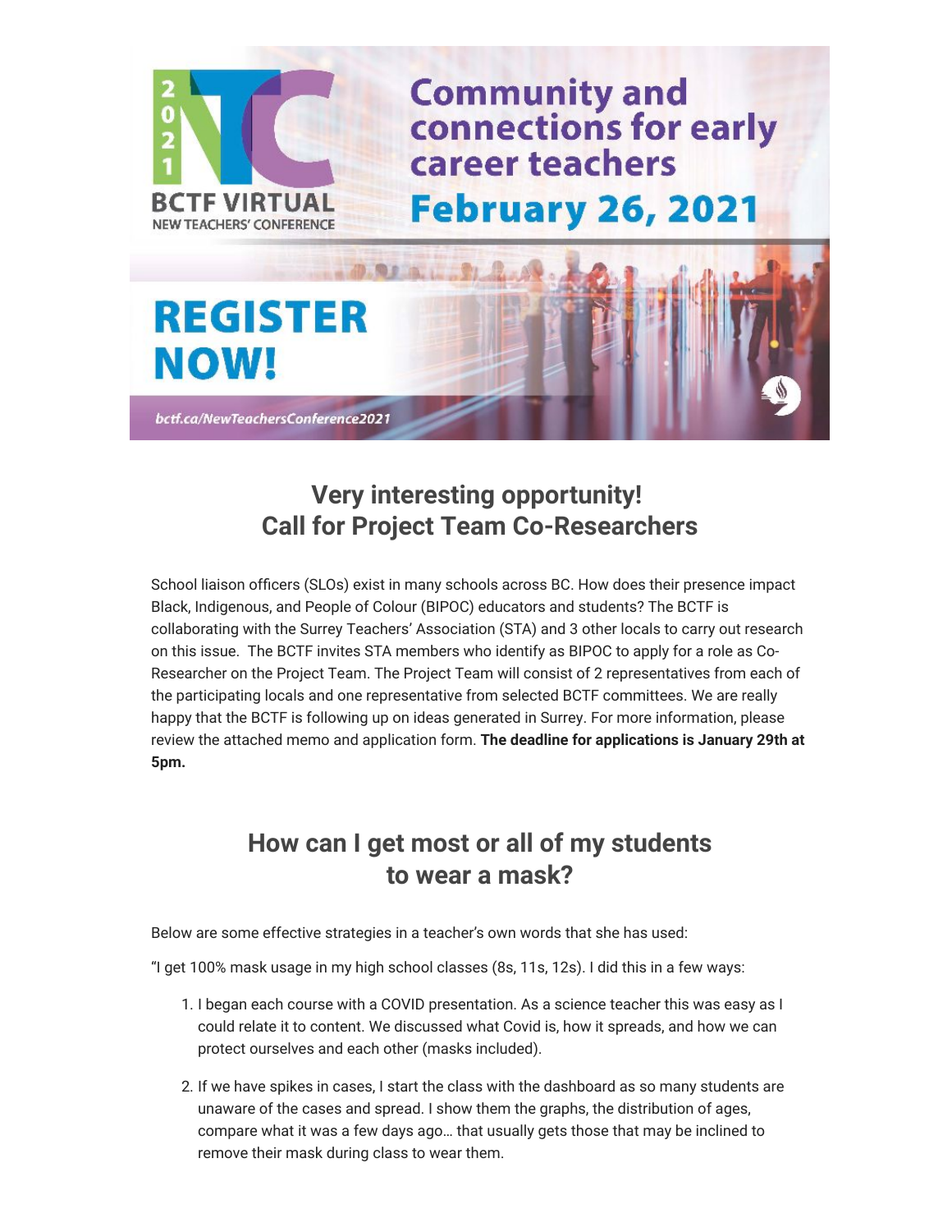2021 BCTF VIRTUAL NEW TEACHERS' CONFERENCE

**Community and connections for early career teachers**

**February 26, 2021**

**REGISTER NOW!**

bctf.ca/NewTeachersConference2021

## Very interesting opportunity!
## Call for Project Team Co-Researchers

School liaison officers (SLOs) exist in many schools across BC. How does their presence impact Black, Indigenous, and People of Colour (BIPOC) educators and students? The BCTF is collaborating with the Surrey Teachers' Association (STA) and 3 other locals to carry out research on this issue. The BCTF invites STA members who identify as BIPOC to apply for a role as Co-Researcher on the Project Team. The Project Team will consist of 2 representatives from each of the participating locals and one representative from selected BCTF committees. We are really happy that the BCTF is following up on ideas generated in Surrey. For more information, please review the attached memo and application form. **The deadline for applications is January 29th at 5pm.**

## How can I get most or all of my students to wear a mask?

Below are some effective strategies in a teacher's own words that she has used:

"I get 100% mask usage in my high school classes (8s, 11s, 12s). I did this in a few ways:

1. I began each course with a COVID presentation. As a science teacher this was easy as I could relate it to content. We discussed what Covid is, how it spreads, and how we can protect ourselves and each other (masks included).
2. If we have spikes in cases, I start the class with the dashboard as so many students are unaware of the cases and spread. I show them the graphs, the distribution of ages, compare what it was a few days ago… that usually gets those that may be inclined to remove their mask during class to wear them.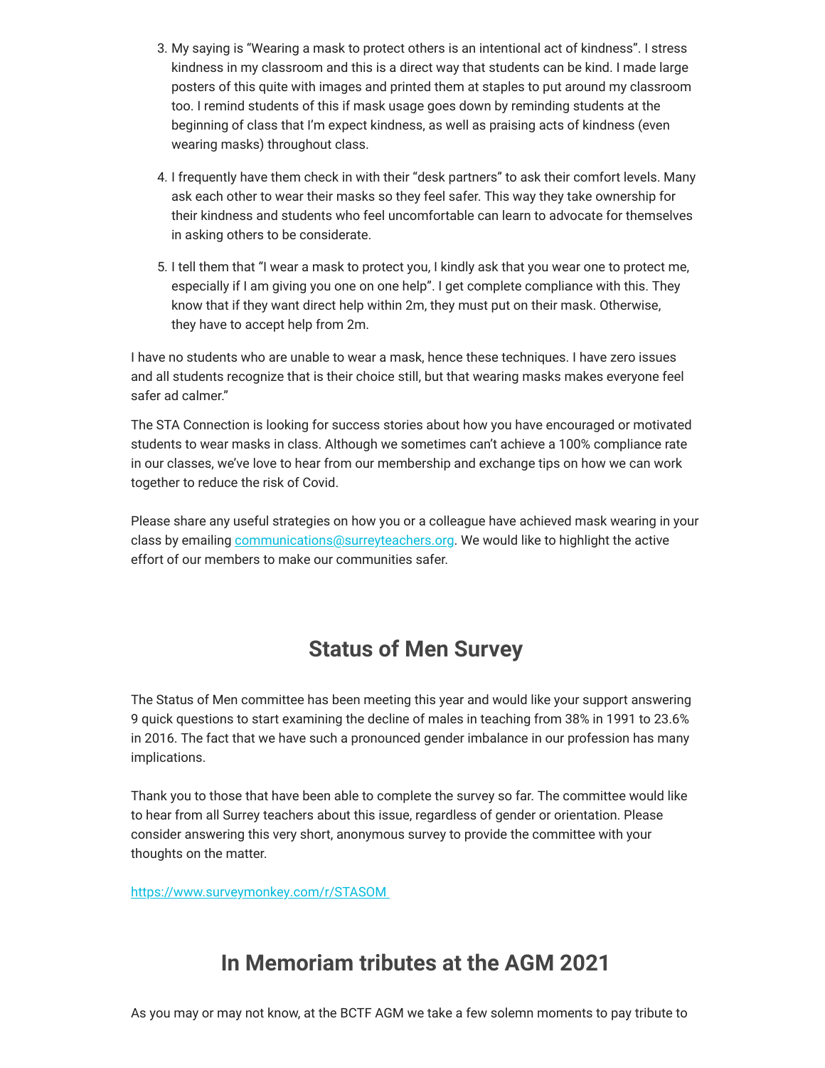3. My saying is "Wearing a mask to protect others is an intentional act of kindness". I stress kindness in my classroom and this is a direct way that students can be kind. I made large posters of this quite with images and printed them at staples to put around my classroom too. I remind students of this if mask usage goes down by reminding students at the beginning of class that I'm expect kindness, as well as praising acts of kindness (even wearing masks) throughout class.

4. I frequently have them check in with their "desk partners" to ask their comfort levels. Many ask each other to wear their masks so they feel safer. This way they take ownership for their kindness and students who feel uncomfortable can learn to advocate for themselves in asking others to be considerate.

5. I tell them that "I wear a mask to protect you, I kindly ask that you wear one to protect me, especially if I am giving you one on one help". I get complete compliance with this. They know that if they want direct help within 2m, they must put on their mask. Otherwise, they have to accept help from 2m.

I have no students who are unable to wear a mask, hence these techniques. I have zero issues and all students recognize that is their choice still, but that wearing masks makes everyone feel safer ad calmer."

The STA Connection is looking for success stories about how you have encouraged or motivated students to wear masks in class. Although we sometimes can't achieve a 100% compliance rate in our classes, we've love to hear from our membership and exchange tips on how we can work together to reduce the risk of Covid.

Please share any useful strategies on how you or a colleague have achieved mask wearing in your class by emailing communications@surreyteachers.org. We would like to highlight the active effort of our members to make our communities safer.

## Status of Men Survey

The Status of Men committee has been meeting this year and would like your support answering 9 quick questions to start examining the decline of males in teaching from 38% in 1991 to 23.6% in 2016. The fact that we have such a pronounced gender imbalance in our profession has many implications.

Thank you to those that have been able to complete the survey so far. The committee would like to hear from all Surrey teachers about this issue, regardless of gender or orientation. Please consider answering this very short, anonymous survey to provide the committee with your thoughts on the matter.

https://www.surveymonkey.com/r/STASOM

## In Memoriam tributes at the AGM 2021

As you may or may not know, at the BCTF AGM we take a few solemn moments to pay tribute to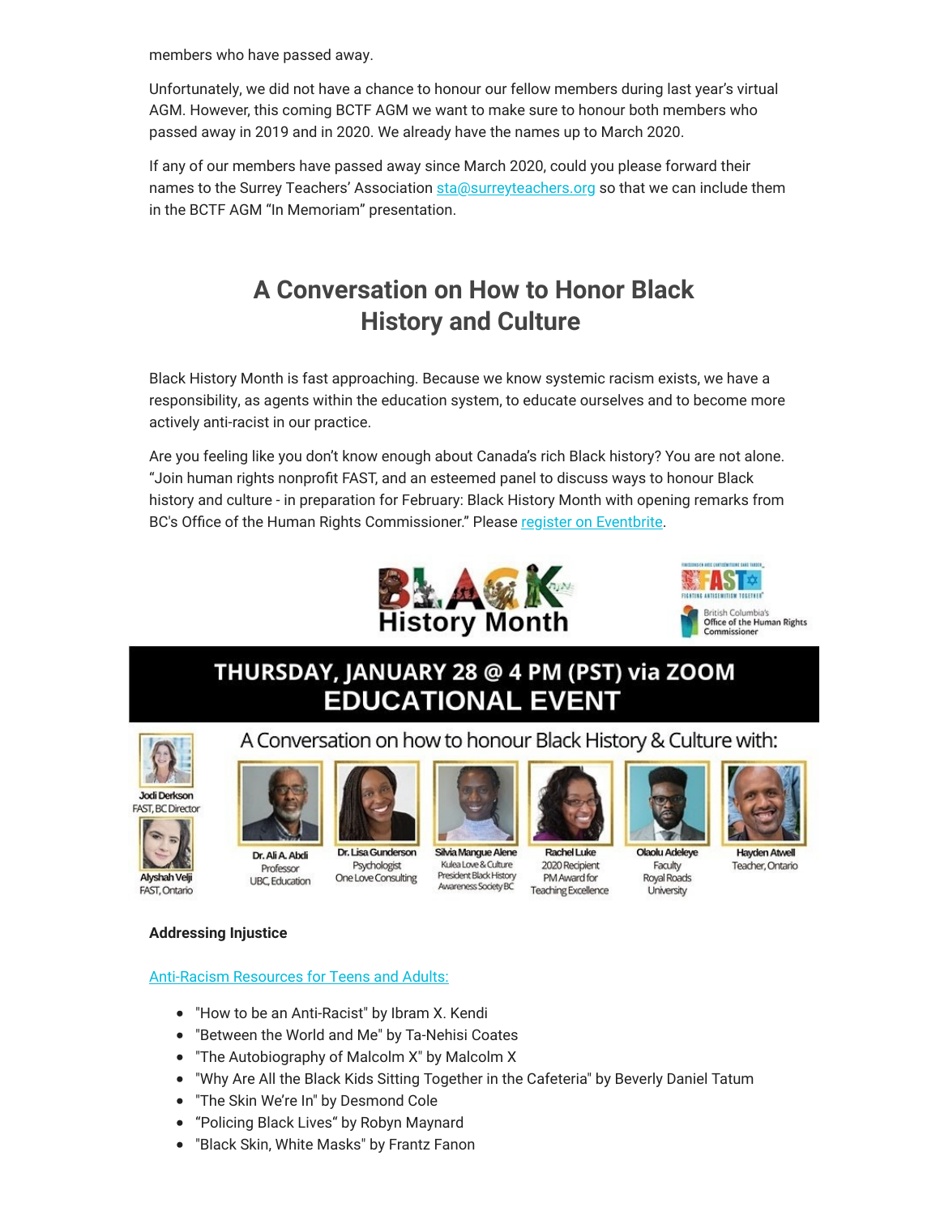members who have passed away.

Unfortunately, we did not have a chance to honour our fellow members during last year's virtual AGM. However, this coming BCTF AGM we want to make sure to honour both members who passed away in 2019 and in 2020. We already have the names up to March 2020.

If any of our members have passed away since March 2020, could you please forward their names to the Surrey Teachers' Association sta@surreyteachers.org so that we can include them in the BCTF AGM "In Memoriam" presentation.

## A Conversation on How to Honor Black History and Culture

Black History Month is fast approaching. Because we know systemic racism exists, we have a responsibility, as agents within the education system, to educate ourselves and to become more actively anti-racist in our practice.

Are you feeling like you don't know enough about Canada's rich Black history? You are not alone. "Join human rights nonprofit FAST, and an esteemed panel to discuss ways to honour Black history and culture - in preparation for February: Black History Month with opening remarks from BC's Office of the Human Rights Commissioner." Please register on Eventbrite.

Black History Month

FAST – Fighting Antisemitism Together

British Columbia's Office of the Human Rights Commissioner

**THURSDAY, JANUARY 28 @ 4 PM (PST) via ZOOM**
**EDUCATIONAL EVENT**

A Conversation on how to honour Black History & Culture with:

- Jodi Derkson, FAST, BC Director
- Alyshah Velji, FAST, Ontario
- Dr. Ali A. Abdi, Professor, UBC, Education
- Dr. Lisa Gunderson, Psychologist, One Love Consulting
- Silvia Mangue Alene, Kulea Love & Culture, President Black History Awareness Society BC
- Rachel Luke, 2020 Recipient PM Award for Teaching Excellence
- Olaolu Adeleye, Faculty, Royal Roads University
- Hayden Atwell, Teacher, Ontario

**Addressing Injustice**

Anti-Racism Resources for Teens and Adults:

- "How to be an Anti-Racist" by Ibram X. Kendi
- "Between the World and Me" by Ta-Nehisi Coates
- "The Autobiography of Malcolm X" by Malcolm X
- "Why Are All the Black Kids Sitting Together in the Cafeteria" by Beverly Daniel Tatum
- "The Skin We're In" by Desmond Cole
- "Policing Black Lives" by Robyn Maynard
- "Black Skin, White Masks" by Frantz Fanon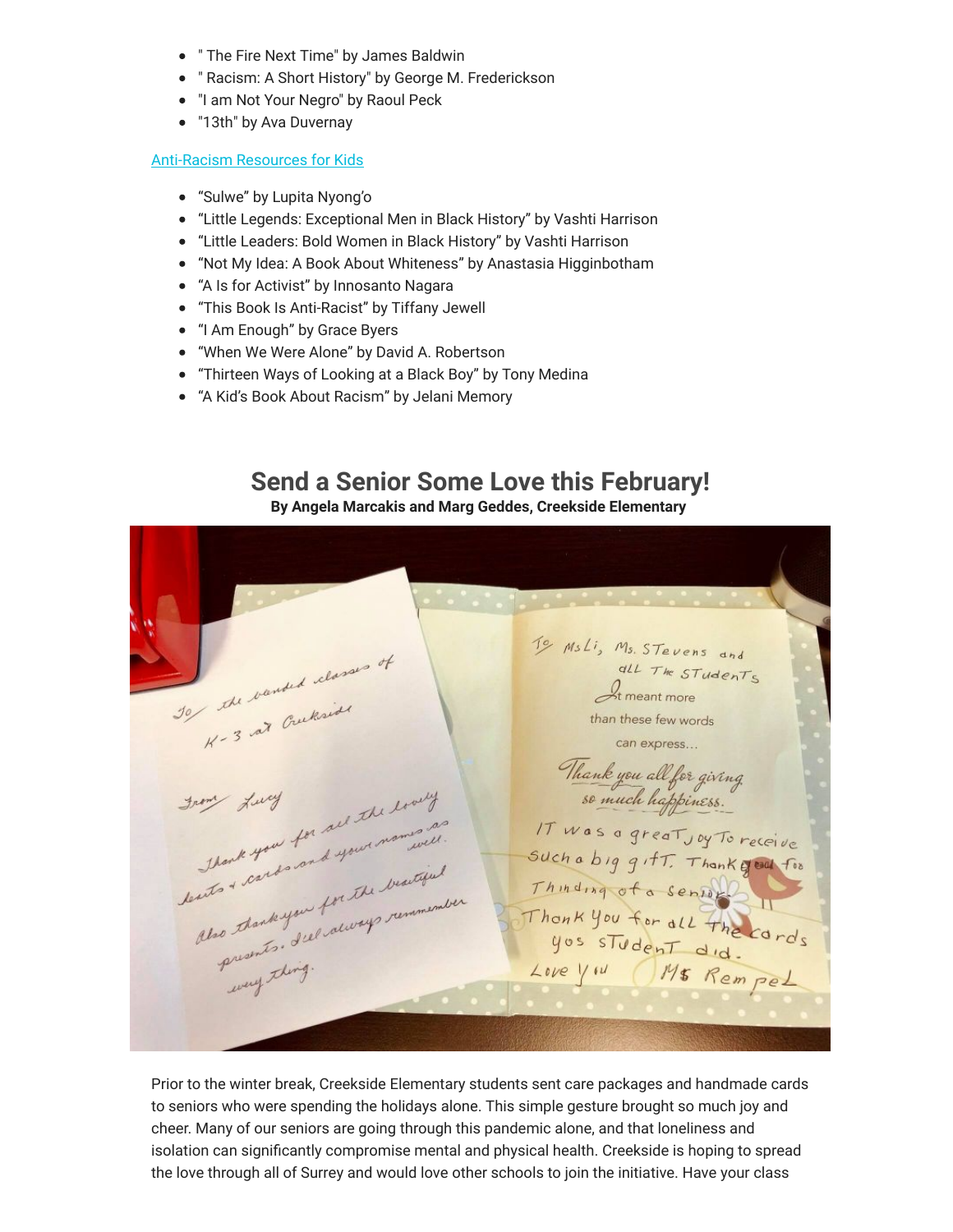- " The Fire Next Time" by James Baldwin
- " Racism: A Short History" by George M. Frederickson
- "I am Not Your Negro" by Raoul Peck
- "13th" by Ava Duvernay

Anti-Racism Resources for Kids

- “Sulwe” by Lupita Nyong’o
- “Little Legends: Exceptional Men in Black History” by Vashti Harrison
- “Little Leaders: Bold Women in Black History” by Vashti Harrison
- “Not My Idea: A Book About Whiteness” by Anastasia Higginbotham
- “A Is for Activist” by Innosanto Nagara
- “This Book Is Anti-Racist” by Tiffany Jewell
- “I Am Enough” by Grace Byers
- “When We Were Alone” by David A. Robertson
- “Thirteen Ways of Looking at a Black Boy” by Tony Medina
- “A Kid’s Book About Racism” by Jelani Memory

## Send a Senior Some Love this February!

**By Angela Marcakis and Marg Geddes, Creekside Elementary**

Prior to the winter break, Creekside Elementary students sent care packages and handmade cards to seniors who were spending the holidays alone. This simple gesture brought so much joy and cheer. Many of our seniors are going through this pandemic alone, and that loneliness and isolation can significantly compromise mental and physical health. Creekside is hoping to spread the love through all of Surrey and would love other schools to join the initiative. Have your class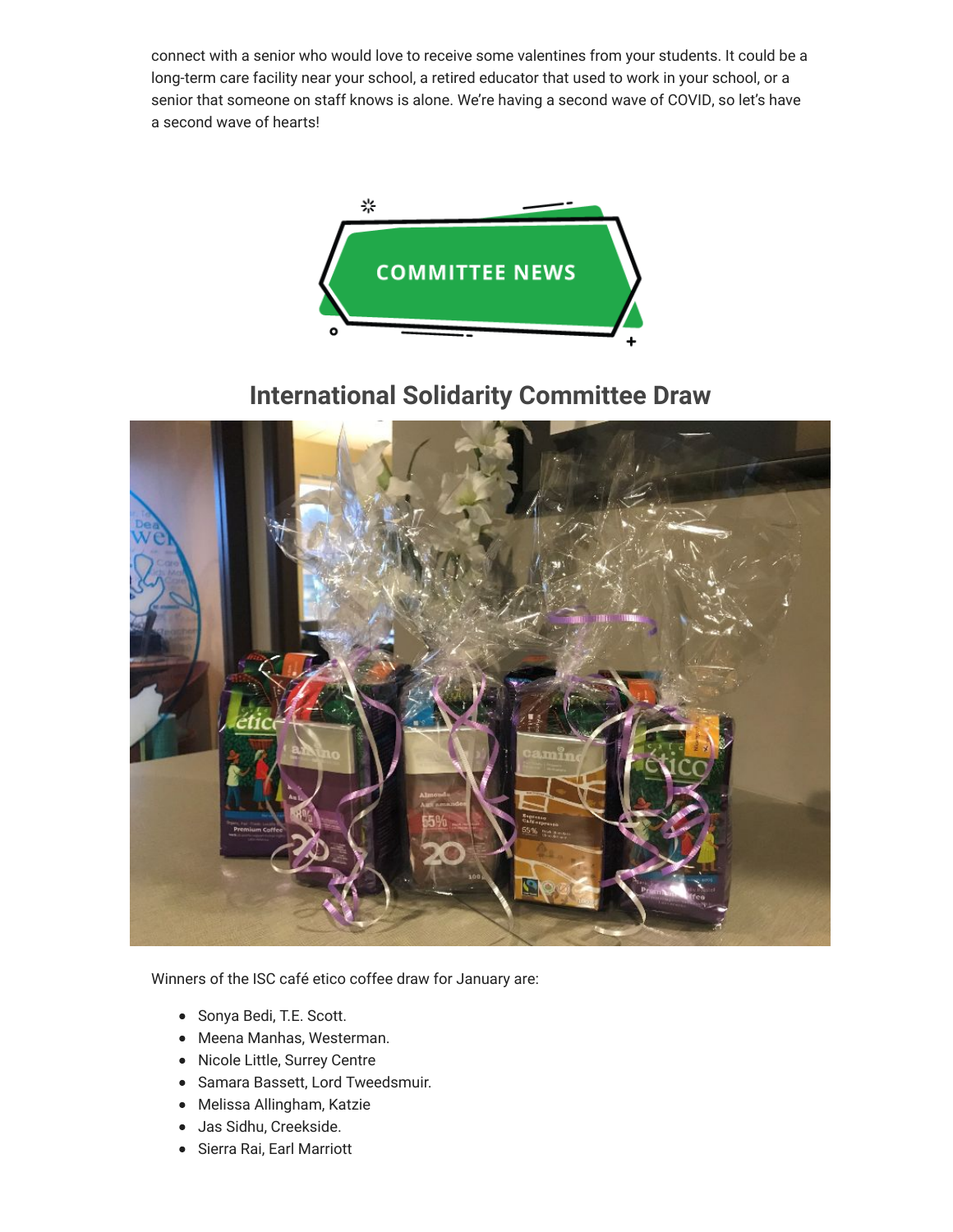connect with a senior who would love to receive some valentines from your students. It could be a long-term care facility near your school, a retired educator that used to work in your school, or a senior that someone on staff knows is alone. We're having a second wave of COVID, so let's have a second wave of hearts!

COMMITTEE NEWS

## International Solidarity Committee Draw

Winners of the ISC café etico coffee draw for January are:

- Sonya Bedi, T.E. Scott.
- Meena Manhas, Westerman.
- Nicole Little, Surrey Centre
- Samara Bassett, Lord Tweedsmuir.
- Melissa Allingham, Katzie
- Jas Sidhu, Creekside.
- Sierra Rai, Earl Marriott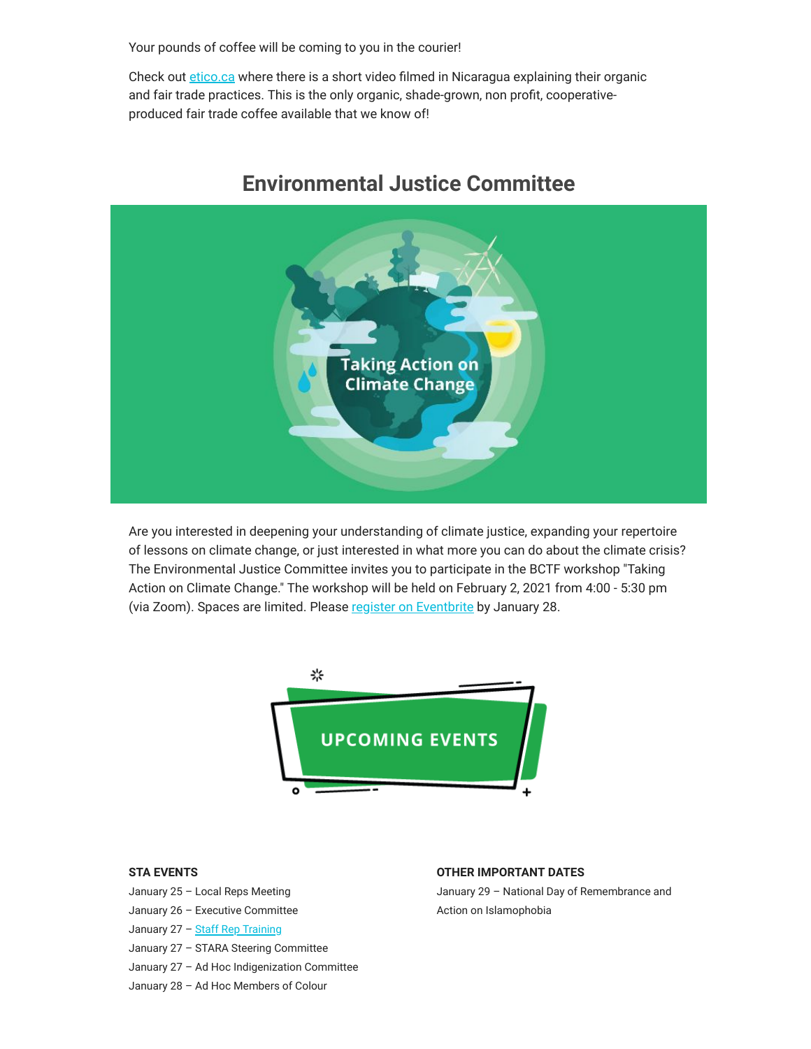Your pounds of coffee will be coming to you in the courier!

Check out [etico.ca](etico.ca) where there is a short video filmed in Nicaragua explaining their organic and fair trade practices. This is the only organic, shade-grown, non profit, cooperative-produced fair trade coffee available that we know of!

## Environmental Justice Committee

Taking Action on Climate Change

Are you interested in deepening your understanding of climate justice, expanding your repertoire of lessons on climate change, or just interested in what more you can do about the climate crisis? The Environmental Justice Committee invites you to participate in the BCTF workshop "Taking Action on Climate Change." The workshop will be held on February 2, 2021 from 4:00 - 5:30 pm (via Zoom). Spaces are limited. Please register on Eventbrite by January 28.

## UPCOMING EVENTS

**STA EVENTS**

January 25 – Local Reps Meeting
January 26 – Executive Committee
January 27 – Staff Rep Training
January 27 – STARA Steering Committee
January 27 – Ad Hoc Indigenization Committee
January 28 – Ad Hoc Members of Colour

**OTHER IMPORTANT DATES**

January 29 – National Day of Remembrance and Action on Islamophobia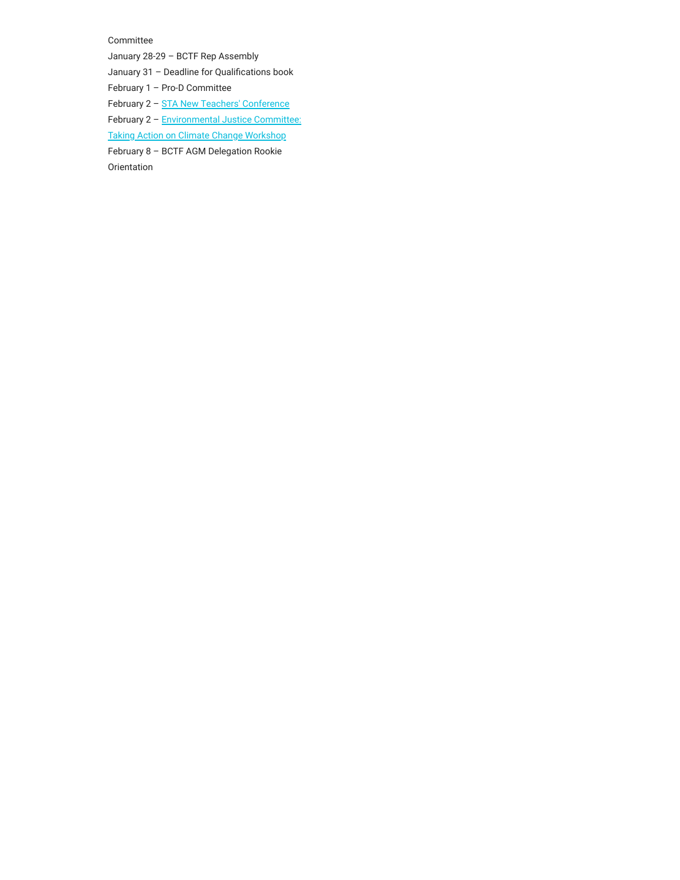Committee

January 28-29 – BCTF Rep Assembly

January 31 – Deadline for Qualifications book

February 1 – Pro-D Committee

February 2 – STA New Teachers' Conference

February 2 – Environmental Justice Committee: Taking Action on Climate Change Workshop

February 8 – BCTF AGM Delegation Rookie Orientation